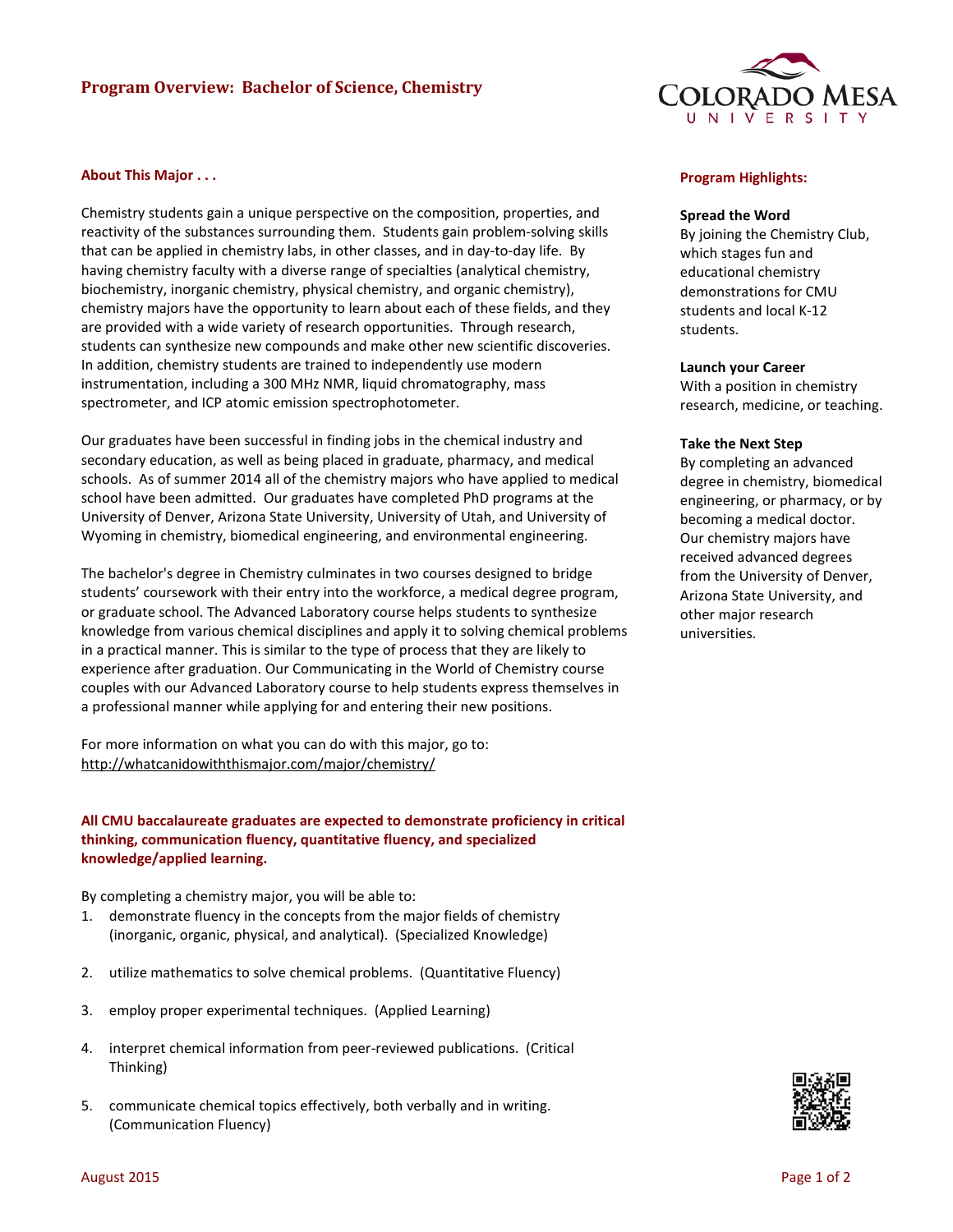# Program Overview: Bachelor of Science, Chemistry

## About This Major . . .

Chemistry students gain a unique perspective on the composition, properties, and reactivity of the substances surrounding them. Students gain problem-solving skills that can be applied in chemistry labs, in other classes, and in day-to-day life. By having chemistry faculty with a diverse range of specialties (analytical chemistry, biochemistry, inorganic chemistry, physical chemistry, and organic chemistry), chemistry majors have the opportunity to learn about each of these fields, and they are provided with a wide variety of research opportunities. Through research, students can synthesize new compounds and make other new scientific discoveries. In addition, chemistry students are trained to independently use modern instrumentation, including a 300 MHz NMR, liquid chromatography, mass spectrometer, and ICP atomic emission spectrophotometer.

Our graduates have been successful in finding jobs in the chemical industry and secondary education, as well as being placed in graduate, pharmacy, and medical schools. As of summer 2014 all of the chemistry majors who have applied to medical school have been admitted. Our graduates have completed PhD programs at the University of Denver, Arizona State University, University of Utah, and University of Wyoming in chemistry, biomedical engineering, and environmental engineering.

The bachelor's degree in Chemistry culminates in two courses designed to bridge students' coursework with their entry into the workforce, a medical degree program, or graduate school. The Advanced Laboratory course helps students to synthesize knowledge from various chemical disciplines and apply it to solving chemical problems in a practical manner. This is similar to the type of process that they are likely to experience after graduation. Our Communicating in the World of Chemistry course couples with our Advanced Laboratory course to help students express themselves in a professional manner while applying for and entering their new positions.

For more information on what you can do with this major, go to: http://whatcanidowiththismajor.com/major/chemistry/

**All CMU baccalaureate graduates are expected to demonstrate proficiency in critical thinking, communication fluency, quantitative fluency, and specialized knowledge/applied learning.**

By completing a chemistry major, you will be able to:

1. demonstrate fluency in the concepts from the major fields of chemistry (inorganic, organic, physical, and analytical). (Specialized Knowledge)
2. utilize mathematics to solve chemical problems. (Quantitative Fluency)
3. employ proper experimental techniques. (Applied Learning)
4. interpret chemical information from peer-reviewed publications. (Critical Thinking)
5. communicate chemical topics effectively, both verbally and in writing. (Communication Fluency)

## Program Highlights:

**Spread the Word**
By joining the Chemistry Club, which stages fun and educational chemistry demonstrations for CMU students and local K-12 students.

**Launch your Career**
With a position in chemistry research, medicine, or teaching.

**Take the Next Step**
By completing an advanced degree in chemistry, biomedical engineering, or pharmacy, or by becoming a medical doctor. Our chemistry majors have received advanced degrees from the University of Denver, Arizona State University, and other major research universities.

August 2015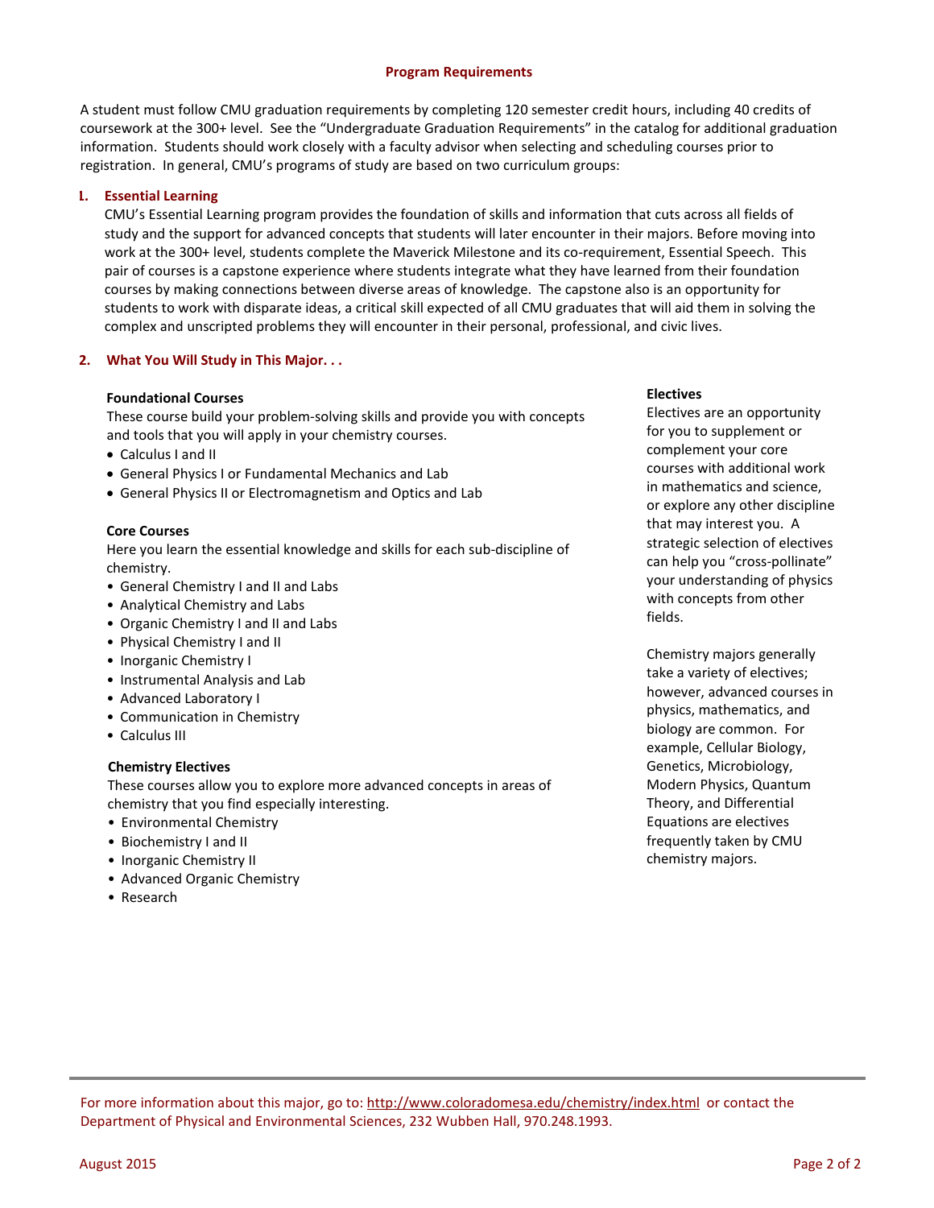## Program Requirements

A student must follow CMU graduation requirements by completing 120 semester credit hours, including 40 credits of coursework at the 300+ level. See the "Undergraduate Graduation Requirements" in the catalog for additional graduation information. Students should work closely with a faculty advisor when selecting and scheduling courses prior to registration. In general, CMU's programs of study are based on two curriculum groups:

### 1. Essential Learning

CMU's Essential Learning program provides the foundation of skills and information that cuts across all fields of study and the support for advanced concepts that students will later encounter in their majors. Before moving into work at the 300+ level, students complete the Maverick Milestone and its co-requirement, Essential Speech. This pair of courses is a capstone experience where students integrate what they have learned from their foundation courses by making connections between diverse areas of knowledge. The capstone also is an opportunity for students to work with disparate ideas, a critical skill expected of all CMU graduates that will aid them in solving the complex and unscripted problems they will encounter in their personal, professional, and civic lives.

### 2. What You Will Study in This Major. . .

**Foundational Courses**

These course build your problem-solving skills and provide you with concepts and tools that you will apply in your chemistry courses.

- Calculus I and II
- General Physics I or Fundamental Mechanics and Lab
- General Physics II or Electromagnetism and Optics and Lab

**Core Courses**

Here you learn the essential knowledge and skills for each sub-discipline of chemistry.

- General Chemistry I and II and Labs
- Analytical Chemistry and Labs
- Organic Chemistry I and II and Labs
- Physical Chemistry I and II
- Inorganic Chemistry I
- Instrumental Analysis and Lab
- Advanced Laboratory I
- Communication in Chemistry
- Calculus III

**Chemistry Electives**

These courses allow you to explore more advanced concepts in areas of chemistry that you find especially interesting.

- Environmental Chemistry
- Biochemistry I and II
- Inorganic Chemistry II
- Advanced Organic Chemistry
- Research

**Electives**

Electives are an opportunity for you to supplement or complement your core courses with additional work in mathematics and science, or explore any other discipline that may interest you. A strategic selection of electives can help you "cross-pollinate" your understanding of physics with concepts from other fields.

Chemistry majors generally take a variety of electives; however, advanced courses in physics, mathematics, and biology are common. For example, Cellular Biology, Genetics, Microbiology, Modern Physics, Quantum Theory, and Differential Equations are electives frequently taken by CMU chemistry majors.

---

For more information about this major, go to: http://www.coloradomesa.edu/chemistry/index.html or contact the Department of Physical and Environmental Sciences, 232 Wubben Hall, 970.248.1993.

August 2015